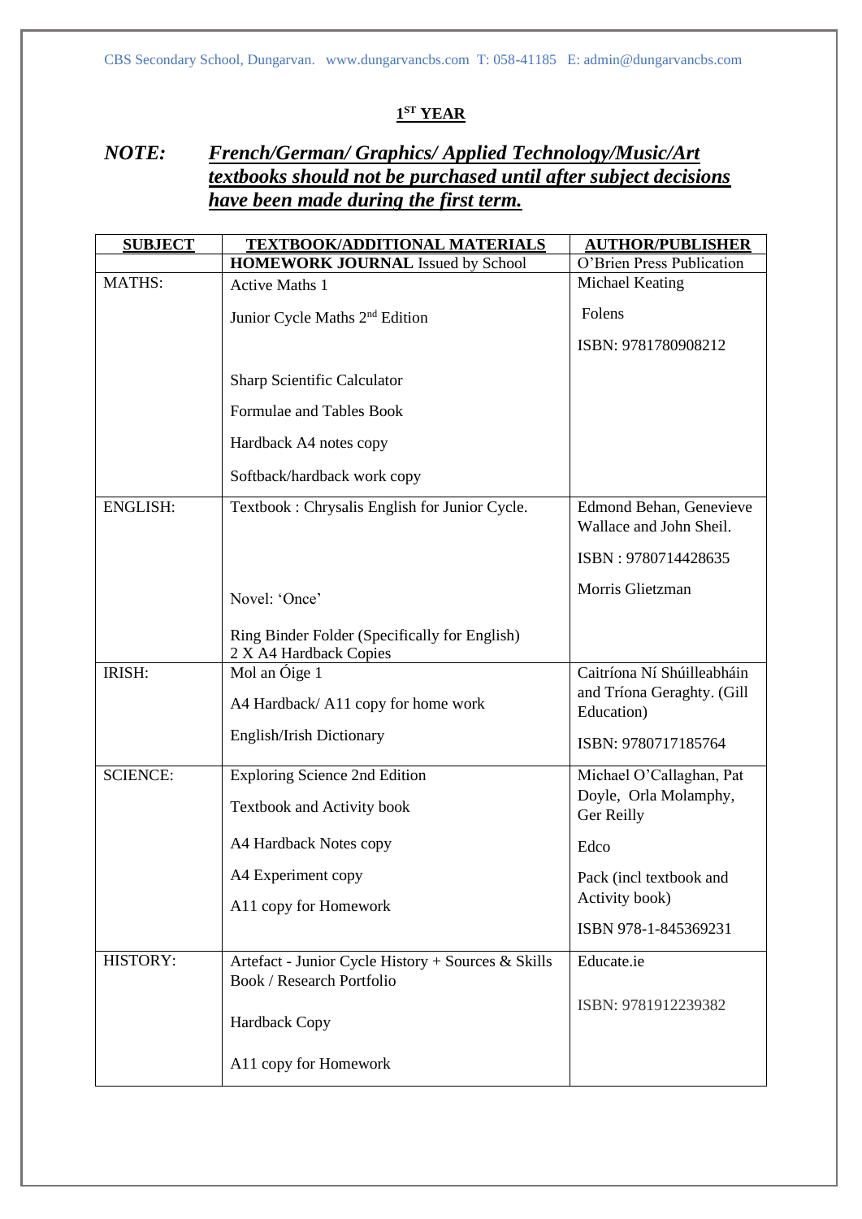CBS Secondary School, Dungarvan. www.dungarvancbs.com T: 058-41185 E: admin@dungarvancbs.com

## 1ST YEAR

***NOTE:*** ***French/German/ Graphics/ Applied Technology/Music/Art textbooks should not be purchased until after subject decisions have been made during the first term.***

| SUBJECT | TEXTBOOK/ADDITIONAL MATERIALS | AUTHOR/PUBLISHER |
|---|---|---|
| | **HOMEWORK JOURNAL** Issued by School | O'Brien Press Publication |
| MATHS: | Active Maths 1<br><br>Junior Cycle Maths 2nd Edition<br><br>Sharp Scientific Calculator<br><br>Formulae and Tables Book<br><br>Hardback A4 notes copy<br><br>Softback/hardback work copy | Michael Keating<br><br>Folens<br><br>ISBN: 9781780908212 |
| ENGLISH: | Textbook : Chrysalis English for Junior Cycle.<br><br>Novel: 'Once'<br><br>Ring Binder Folder (Specifically for English)<br>2 X A4 Hardback Copies | Edmond Behan, Genevieve Wallace and John Sheil.<br><br>ISBN : 9780714428635<br><br>Morris Glietzman |
| IRISH: | Mol an Óige 1<br><br>A4 Hardback/ A11 copy for home work<br><br>English/Irish Dictionary | Caitríona Ní Shúilleabháin and Tríona Geraghty. (Gill Education)<br><br>ISBN: 9780717185764 |
| SCIENCE: | Exploring Science 2nd Edition<br><br>Textbook and Activity book<br><br>A4 Hardback Notes copy<br><br>A4 Experiment copy<br><br>A11 copy for Homework | Michael O'Callaghan, Pat Doyle, Orla Molamphy, Ger Reilly<br><br>Edco<br><br>Pack (incl textbook and Activity book)<br><br>ISBN 978-1-845369231 |
| HISTORY: | Artefact - Junior Cycle History + Sources & Skills Book / Research Portfolio<br><br>Hardback Copy<br><br>A11 copy for Homework | Educate.ie<br><br>ISBN: 9781912239382 |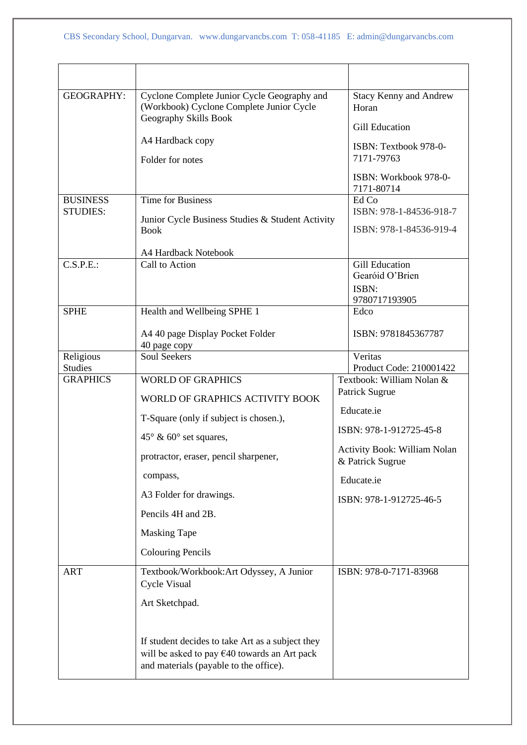| | | |
|---|---|---|
| GEOGRAPHY: | Cyclone Complete Junior Cycle Geography and (Workbook) Cyclone Complete Junior Cycle Geography Skills Book<br><br>A4 Hardback copy<br><br>Folder for notes | Stacy Kenny and Andrew Horan<br><br>Gill Education<br><br>ISBN: Textbook 978-0-7171-79763<br><br>ISBN: Workbook 978-0-7171-80714 |
| BUSINESS STUDIES: | Time for Business<br><br>Junior Cycle Business Studies & Student Activity Book<br><br>A4 Hardback Notebook | Ed Co<br>ISBN: 978-1-84536-918-7<br><br>ISBN: 978-1-84536-919-4 |
| C.S.P.E.: | Call to Action | Gill Education<br>Gearóid O'Brien<br>ISBN: 9780717193905 |
| SPHE | Health and Wellbeing SPHE 1<br><br>A4 40 page Display Pocket Folder<br>40 page copy | Edco<br><br>ISBN: 9781845367787 |
| Religious Studies | Soul Seekers | Veritas<br>Product Code: 210001422 |
| GRAPHICS | WORLD OF GRAPHICS<br><br>WORLD OF GRAPHICS ACTIVITY BOOK<br><br>T-Square (only if subject is chosen.),<br><br>45° & 60° set squares,<br><br>protractor, eraser, pencil sharpener,<br><br>compass,<br><br>A3 Folder for drawings.<br><br>Pencils 4H and 2B.<br><br>Masking Tape<br><br>Colouring Pencils | Textbook: William Nolan & Patrick Sugrue<br><br>Educate.ie<br><br>ISBN: 978-1-912725-45-8<br><br>Activity Book: William Nolan & Patrick Sugrue<br><br>Educate.ie<br><br>ISBN: 978-1-912725-46-5 |
| ART | Textbook/Workbook:Art Odyssey, A Junior Cycle Visual<br><br>Art Sketchpad.<br><br>If student decides to take Art as a subject they will be asked to pay €40 towards an Art pack and materials (payable to the office). | ISBN: 978-0-7171-83968 |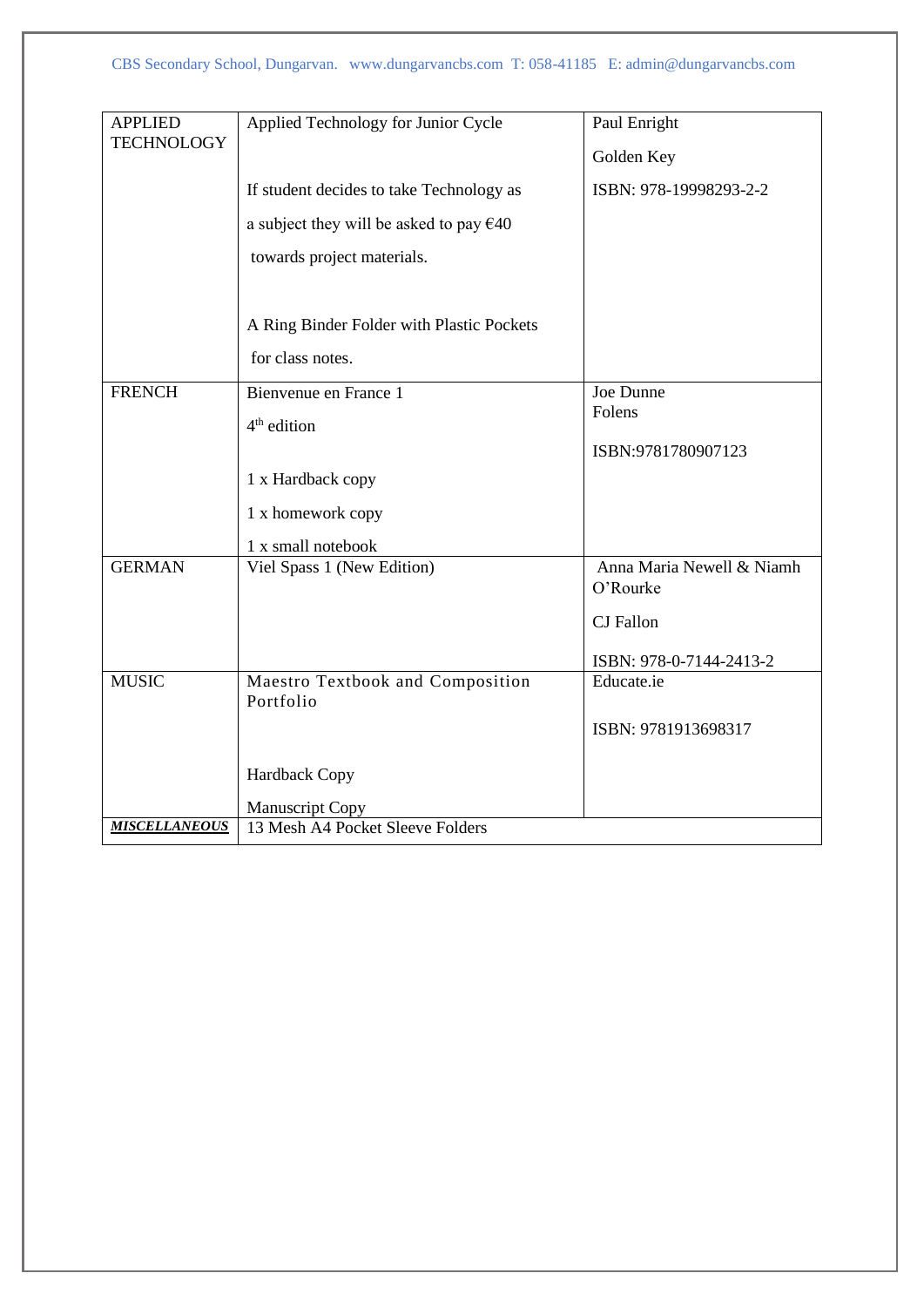| | | |
|---|---|---|
| APPLIED TECHNOLOGY | Applied Technology for Junior Cycle<br><br>If student decides to take Technology as a subject they will be asked to pay €40 towards project materials.<br><br>A Ring Binder Folder with Plastic Pockets for class notes. | Paul Enright<br>Golden Key<br>ISBN: 978-19998293-2-2 |
| FRENCH | Bienvenue en France 1<br>4th edition<br><br>1 x Hardback copy<br>1 x homework copy<br>1 x small notebook | Joe Dunne<br>Folens<br><br>ISBN:9781780907123 |
| GERMAN | Viel Spass 1 (New Edition) | Anna Maria Newell & Niamh O'Rourke<br>CJ Fallon<br><br>ISBN: 978-0-7144-2413-2 |
| MUSIC | Maestro Textbook and Composition Portfolio<br><br>Hardback Copy<br>Manuscript Copy | Educate.ie<br><br>ISBN: 9781913698317 |
| ***MISCELLANEOUS*** | 13 Mesh A4 Pocket Sleeve Folders | |